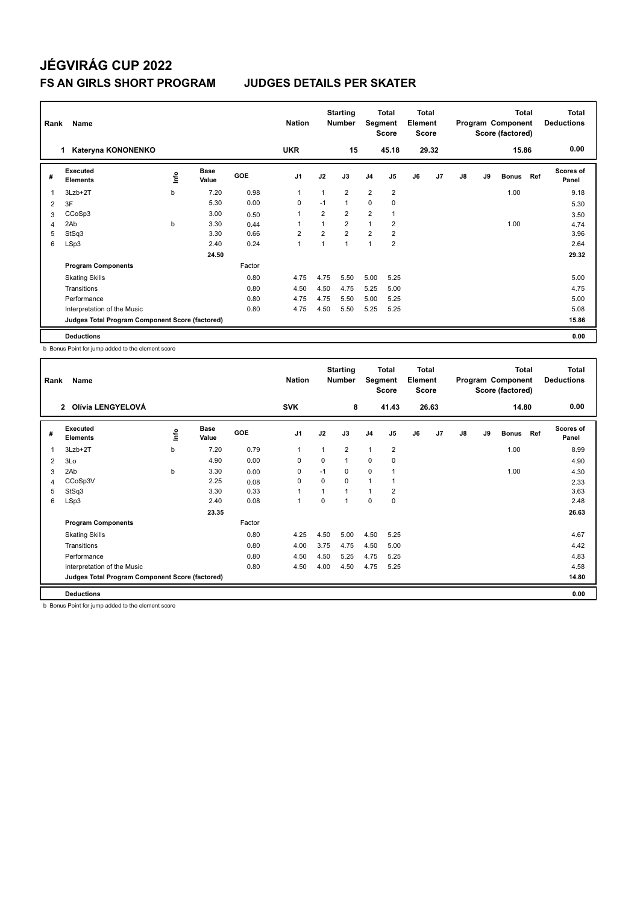# JÉGVIRÁG CUP 2022

## FS AN GIRLS SHORT PROGRAM JUDGES DETAILS PER SKATER

| Rank | Name | Nation | Starting Number | Total Segment Score | Total Element Score | Total Program Component Score (factored) | Total Deductions |
|---|---|---|---|---|---|---|---|
| 1 | Kateryna KONONENKO | UKR | 15 | 45.18 | 29.32 | 15.86 | 0.00 |

| # | Executed Elements | Info | Base Value | GOE | J1 | J2 | J3 | J4 | J5 | J6 | J7 | J8 | J9 | Bonus | Ref | Scores of Panel |
|---|---|---|---|---|---|---|---|---|---|---|---|---|---|---|---|---|
| 1 | 3Lzb+2T | b | 7.20 | 0.98 | 1 | 1 | 2 | 2 | 2 | | | | | 1.00 | | 9.18 |
| 2 | 3F | | 5.30 | 0.00 | 0 | -1 | 1 | 0 | 0 | | | | | | | 5.30 |
| 3 | CCoSp3 | | 3.00 | 0.50 | 1 | 2 | 2 | 2 | 1 | | | | | | | 3.50 |
| 4 | 2Ab | b | 3.30 | 0.44 | 1 | 1 | 2 | 1 | 2 | | | | | 1.00 | | 4.74 |
| 5 | StSq3 | | 3.30 | 0.66 | 2 | 2 | 2 | 2 | 2 | | | | | | | 3.96 |
| 6 | LSp3 | | 2.40 | 0.24 | 1 | 1 | 1 | 1 | 2 | | | | | | | 2.64 |
| | | | 24.50 | | | | | | | | | | | | | 29.32 |
| | **Program Components** | | | Factor | | | | | | | | | | | | |
| | Skating Skills | | | 0.80 | 4.75 | 4.75 | 5.50 | 5.00 | 5.25 | | | | | | | 5.00 |
| | Transitions | | | 0.80 | 4.50 | 4.50 | 4.75 | 5.25 | 5.00 | | | | | | | 4.75 |
| | Performance | | | 0.80 | 4.75 | 4.75 | 5.50 | 5.00 | 5.25 | | | | | | | 5.00 |
| | Interpretation of the Music | | | 0.80 | 4.75 | 4.50 | 5.50 | 5.25 | 5.25 | | | | | | | 5.08 |
| | **Judges Total Program Component Score (factored)** | | | | | | | | | | | | | | | 15.86 |
| | **Deductions** | | | | | | | | | | | | | | | 0.00 |

b Bonus Point for jump added to the element score

| Rank | Name | Nation | Starting Number | Total Segment Score | Total Element Score | Total Program Component Score (factored) | Total Deductions |
|---|---|---|---|---|---|---|---|
| 2 | Olívia LENGYELOVÁ | SVK | 8 | 41.43 | 26.63 | 14.80 | 0.00 |

| # | Executed Elements | Info | Base Value | GOE | J1 | J2 | J3 | J4 | J5 | J6 | J7 | J8 | J9 | Bonus | Ref | Scores of Panel |
|---|---|---|---|---|---|---|---|---|---|---|---|---|---|---|---|---|
| 1 | 3Lzb+2T | b | 7.20 | 0.79 | 1 | 1 | 2 | 1 | 2 | | | | | 1.00 | | 8.99 |
| 2 | 3Lo | | 4.90 | 0.00 | 0 | 0 | 1 | 0 | 0 | | | | | | | 4.90 |
| 3 | 2Ab | b | 3.30 | 0.00 | 0 | -1 | 0 | 0 | 1 | | | | | 1.00 | | 4.30 |
| 4 | CCoSp3V | | 2.25 | 0.08 | 0 | 0 | 0 | 1 | 1 | | | | | | | 2.33 |
| 5 | StSq3 | | 3.30 | 0.33 | 1 | 1 | 1 | 1 | 2 | | | | | | | 3.63 |
| 6 | LSp3 | | 2.40 | 0.08 | 1 | 0 | 1 | 0 | 0 | | | | | | | 2.48 |
| | | | 23.35 | | | | | | | | | | | | | 26.63 |
| | **Program Components** | | | Factor | | | | | | | | | | | | |
| | Skating Skills | | | 0.80 | 4.25 | 4.50 | 5.00 | 4.50 | 5.25 | | | | | | | 4.67 |
| | Transitions | | | 0.80 | 4.00 | 3.75 | 4.75 | 4.50 | 5.00 | | | | | | | 4.42 |
| | Performance | | | 0.80 | 4.50 | 4.50 | 5.25 | 4.75 | 5.25 | | | | | | | 4.83 |
| | Interpretation of the Music | | | 0.80 | 4.50 | 4.00 | 4.50 | 4.75 | 5.25 | | | | | | | 4.58 |
| | **Judges Total Program Component Score (factored)** | | | | | | | | | | | | | | | 14.80 |
| | **Deductions** | | | | | | | | | | | | | | | 0.00 |

b Bonus Point for jump added to the element score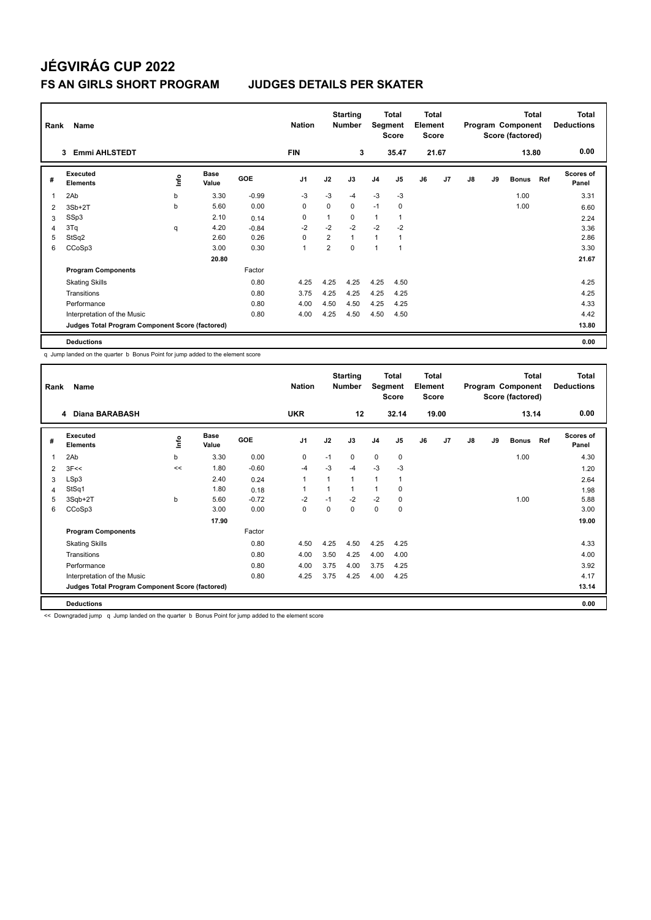# JÉGVIRÁG CUP 2022

## FS AN GIRLS SHORT PROGRAM JUDGES DETAILS PER SKATER

| Rank | Name | Nation | Starting Number | Total Segment Score | Total Element Score | Total Program Component Score (factored) | Total Deductions |
|---|---|---|---|---|---|---|---|
| 3 | Emmi AHLSTEDT | FIN | 3 | 35.47 | 21.67 | 13.80 | 0.00 |

| # | Executed Elements | Info | Base Value | GOE | J1 | J2 | J3 | J4 | J5 | J6 | J7 | J8 | J9 | Bonus | Ref | Scores of Panel |
|---|---|---|---|---|---|---|---|---|---|---|---|---|---|---|---|---|
| 1 | 2Ab | b | 3.30 | -0.99 | -3 | -3 | -4 | -3 | -3 | | | | | 1.00 | | 3.31 |
| 2 | 3Sb+2T | b | 5.60 | 0.00 | 0 | 0 | 0 | -1 | 0 | | | | | 1.00 | | 6.60 |
| 3 | SSp3 | | 2.10 | 0.14 | 0 | 1 | 0 | 1 | 1 | | | | | | | 2.24 |
| 4 | 3Tq | q | 4.20 | -0.84 | -2 | -2 | -2 | -2 | -2 | | | | | | | 3.36 |
| 5 | StSq2 | | 2.60 | 0.26 | 0 | 2 | 1 | 1 | 1 | | | | | | | 2.86 |
| 6 | CCoSp3 | | 3.00 | 0.30 | 1 | 2 | 0 | 1 | 1 | | | | | | | 3.30 |
| | | | 20.80 | | | | | | | | | | | | | 21.67 |
| | **Program Components** | | | Factor | | | | | | | | | | | | |
| | Skating Skills | | | 0.80 | 4.25 | 4.25 | 4.25 | 4.25 | 4.50 | | | | | | | 4.25 |
| | Transitions | | | 0.80 | 3.75 | 4.25 | 4.25 | 4.25 | 4.25 | | | | | | | 4.25 |
| | Performance | | | 0.80 | 4.00 | 4.50 | 4.50 | 4.25 | 4.25 | | | | | | | 4.33 |
| | Interpretation of the Music | | | 0.80 | 4.00 | 4.25 | 4.50 | 4.50 | 4.50 | | | | | | | 4.42 |
| | **Judges Total Program Component Score (factored)** | | | | | | | | | | | | | | | 13.80 |
| | **Deductions** | | | | | | | | | | | | | | | 0.00 |

q Jump landed on the quarter b Bonus Point for jump added to the element score

| Rank | Name | Nation | Starting Number | Total Segment Score | Total Element Score | Total Program Component Score (factored) | Total Deductions |
|---|---|---|---|---|---|---|---|
| 4 | Diana BARABASH | UKR | 12 | 32.14 | 19.00 | 13.14 | 0.00 |

| # | Executed Elements | Info | Base Value | GOE | J1 | J2 | J3 | J4 | J5 | J6 | J7 | J8 | J9 | Bonus | Ref | Scores of Panel |
|---|---|---|---|---|---|---|---|---|---|---|---|---|---|---|---|---|
| 1 | 2Ab | b | 3.30 | 0.00 | 0 | -1 | 0 | 0 | 0 | | | | | 1.00 | | 4.30 |
| 2 | 3F<< | << | 1.80 | -0.60 | -4 | -3 | -4 | -3 | -3 | | | | | | | 1.20 |
| 3 | LSp3 | | 2.40 | 0.24 | 1 | 1 | 1 | 1 | 1 | | | | | | | 2.64 |
| 4 | StSq1 | | 1.80 | 0.18 | 1 | 1 | 1 | 1 | 0 | | | | | | | 1.98 |
| 5 | 3Sqb+2T | b | 5.60 | -0.72 | -2 | -1 | -2 | -2 | 0 | | | | | 1.00 | | 5.88 |
| 6 | CCoSp3 | | 3.00 | 0.00 | 0 | 0 | 0 | 0 | 0 | | | | | | | 3.00 |
| | | | 17.90 | | | | | | | | | | | | | 19.00 |
| | **Program Components** | | | Factor | | | | | | | | | | | | |
| | Skating Skills | | | 0.80 | 4.50 | 4.25 | 4.50 | 4.25 | 4.25 | | | | | | | 4.33 |
| | Transitions | | | 0.80 | 4.00 | 3.50 | 4.25 | 4.00 | 4.00 | | | | | | | 4.00 |
| | Performance | | | 0.80 | 4.00 | 3.75 | 4.00 | 3.75 | 4.25 | | | | | | | 3.92 |
| | Interpretation of the Music | | | 0.80 | 4.25 | 3.75 | 4.25 | 4.00 | 4.25 | | | | | | | 4.17 |
| | **Judges Total Program Component Score (factored)** | | | | | | | | | | | | | | | 13.14 |
| | **Deductions** | | | | | | | | | | | | | | | 0.00 |

<< Downgraded jump q Jump landed on the quarter b Bonus Point for jump added to the element score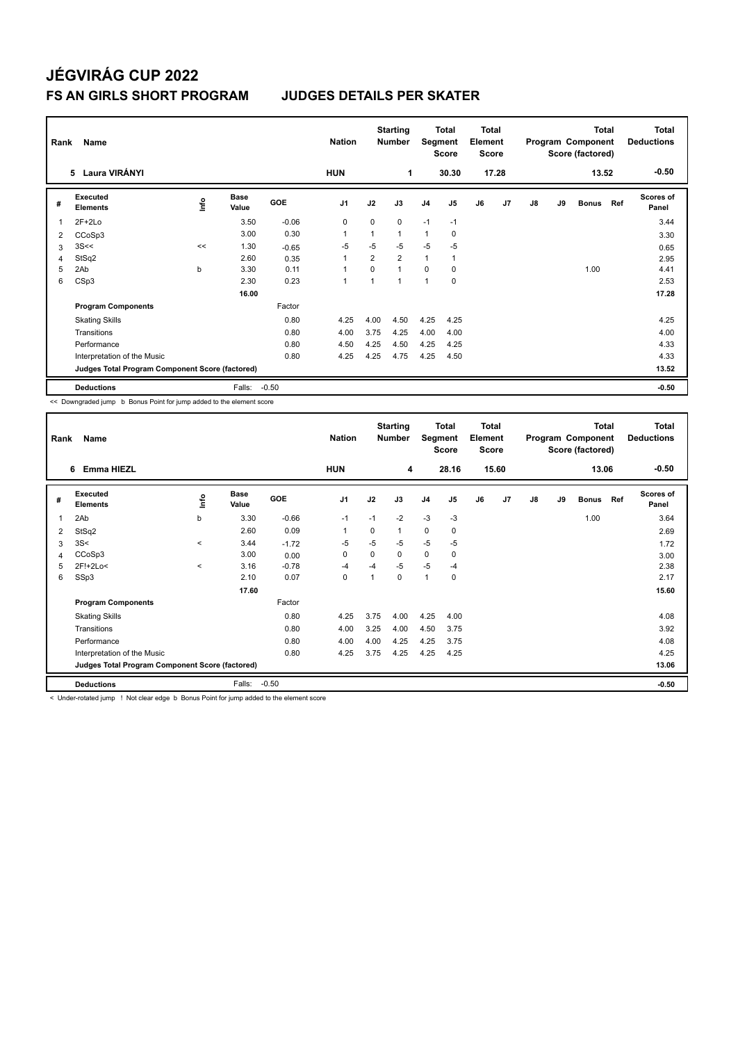# JÉGVIRÁG CUP 2022

## FS AN GIRLS SHORT PROGRAM JUDGES DETAILS PER SKATER

| Rank | Name | Nation | Starting Number | Total Segment Score | Total Element Score | Total Program Component Score (factored) | Total Deductions |
|---|---|---|---|---|---|---|---|
| 5 | Laura VIRÁNYI | HUN | 1 | 30.30 | 17.28 | 13.52 | -0.50 |

| # | Executed Elements | Info | Base Value | GOE | J1 | J2 | J3 | J4 | J5 | J6 | J7 | J8 | J9 | Bonus | Ref | Scores of Panel |
|---|---|---|---|---|---|---|---|---|---|---|---|---|---|---|---|---|
| 1 | 2F+2Lo | | 3.50 | -0.06 | 0 | 0 | 0 | -1 | -1 | | | | | | | 3.44 |
| 2 | CCoSp3 | | 3.00 | 0.30 | 1 | 1 | 1 | 1 | 0 | | | | | | | 3.30 |
| 3 | 3S<< | << | 1.30 | -0.65 | -5 | -5 | -5 | -5 | -5 | | | | | | | 0.65 |
| 4 | StSq2 | | 2.60 | 0.35 | 1 | 2 | 2 | 1 | 1 | | | | | | | 2.95 |
| 5 | 2Ab | b | 3.30 | 0.11 | 1 | 0 | 1 | 0 | 0 | | | | | 1.00 | | 4.41 |
| 6 | CSp3 | | 2.30 | 0.23 | 1 | 1 | 1 | 1 | 0 | | | | | | | 2.53 |
| | | | 16.00 | | | | | | | | | | | | | 17.28 |
| | **Program Components** | | | Factor | | | | | | | | | | | | |
| | Skating Skills | | | 0.80 | 4.25 | 4.00 | 4.50 | 4.25 | 4.25 | | | | | | | 4.25 |
| | Transitions | | | 0.80 | 4.00 | 3.75 | 4.25 | 4.00 | 4.00 | | | | | | | 4.00 |
| | Performance | | | 0.80 | 4.50 | 4.25 | 4.50 | 4.25 | 4.25 | | | | | | | 4.33 |
| | Interpretation of the Music | | | 0.80 | 4.25 | 4.25 | 4.75 | 4.25 | 4.50 | | | | | | | 4.33 |
| | **Judges Total Program Component Score (factored)** | | | | | | | | | | | | | | | 13.52 |
| | **Deductions** | | Falls: | -0.50 | | | | | | | | | | | | -0.50 |

<< Downgraded jump b Bonus Point for jump added to the element score

| Rank | Name | Nation | Starting Number | Total Segment Score | Total Element Score | Total Program Component Score (factored) | Total Deductions |
|---|---|---|---|---|---|---|---|
| 6 | Emma HIEZL | HUN | 4 | 28.16 | 15.60 | 13.06 | -0.50 |

| # | Executed Elements | Info | Base Value | GOE | J1 | J2 | J3 | J4 | J5 | J6 | J7 | J8 | J9 | Bonus | Ref | Scores of Panel |
|---|---|---|---|---|---|---|---|---|---|---|---|---|---|---|---|---|
| 1 | 2Ab | b | 3.30 | -0.66 | -1 | -1 | -2 | -3 | -3 | | | | | 1.00 | | 3.64 |
| 2 | StSq2 | | 2.60 | 0.09 | 1 | 0 | 1 | 0 | 0 | | | | | | | 2.69 |
| 3 | 3S< | < | 3.44 | -1.72 | -5 | -5 | -5 | -5 | -5 | | | | | | | 1.72 |
| 4 | CCoSp3 | | 3.00 | 0.00 | 0 | 0 | 0 | 0 | 0 | | | | | | | 3.00 |
| 5 | 2F!+2Lo< | < | 3.16 | -0.78 | -4 | -4 | -5 | -5 | -4 | | | | | | | 2.38 |
| 6 | SSp3 | | 2.10 | 0.07 | 0 | 1 | 0 | 1 | 0 | | | | | | | 2.17 |
| | | | 17.60 | | | | | | | | | | | | | 15.60 |
| | **Program Components** | | | Factor | | | | | | | | | | | | |
| | Skating Skills | | | 0.80 | 4.25 | 3.75 | 4.00 | 4.25 | 4.00 | | | | | | | 4.08 |
| | Transitions | | | 0.80 | 4.00 | 3.25 | 4.00 | 4.50 | 3.75 | | | | | | | 3.92 |
| | Performance | | | 0.80 | 4.00 | 4.00 | 4.25 | 4.25 | 3.75 | | | | | | | 4.08 |
| | Interpretation of the Music | | | 0.80 | 4.25 | 3.75 | 4.25 | 4.25 | 4.25 | | | | | | | 4.25 |
| | **Judges Total Program Component Score (factored)** | | | | | | | | | | | | | | | 13.06 |
| | **Deductions** | | Falls: | -0.50 | | | | | | | | | | | | -0.50 |

< Under-rotated jump ! Not clear edge b Bonus Point for jump added to the element score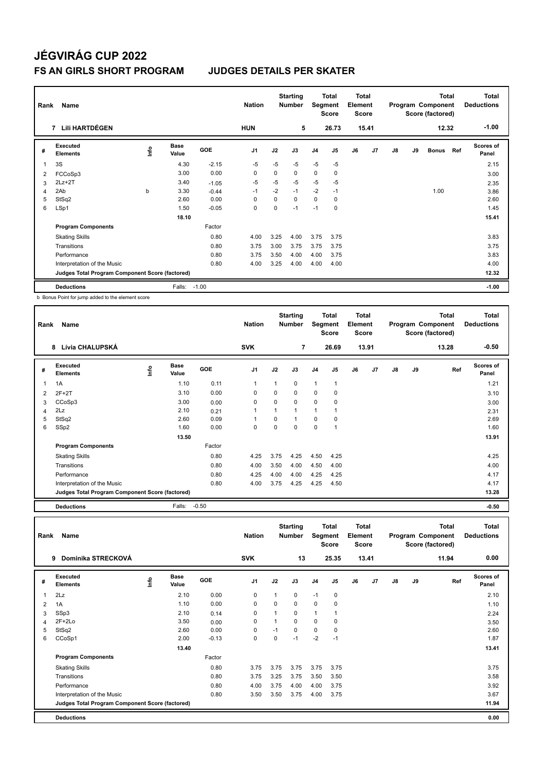# JÉGVIRÁG CUP 2022

## FS AN GIRLS SHORT PROGRAM JUDGES DETAILS PER SKATER

| Rank | Name | Nation | Starting Number | Total Segment Score | Total Element Score | Total Program Component Score (factored) | Total Deductions |
|---|---|---|---|---|---|---|---|
| 7 | Lili HARTDÉGEN | HUN | 5 | 26.73 | 15.41 | 12.32 | -1.00 |

| # | Executed Elements | Info | Base Value | GOE | J1 | J2 | J3 | J4 | J5 | J6 | J7 | J8 | J9 | Bonus | Ref | Scores of Panel |
|---|---|---|---|---|---|---|---|---|---|---|---|---|---|---|---|---|
| 1 | 3S | | 4.30 | -2.15 | -5 | -5 | -5 | -5 | -5 | | | | | | | 2.15 |
| 2 | FCCoSp3 | | 3.00 | 0.00 | 0 | 0 | 0 | 0 | 0 | | | | | | | 3.00 |
| 3 | 2Lz+2T | | 3.40 | -1.05 | -5 | -5 | -5 | -5 | -5 | | | | | | | 2.35 |
| 4 | 2Ab | b | 3.30 | -0.44 | -1 | -2 | -1 | -2 | -1 | | | | | 1.00 | | 3.86 |
| 5 | StSq2 | | 2.60 | 0.00 | 0 | 0 | 0 | 0 | 0 | | | | | | | 2.60 |
| 6 | LSp1 | | 1.50 | -0.05 | 0 | 0 | -1 | -1 | 0 | | | | | | | 1.45 |
| | | | 18.10 | | | | | | | | | | | | | 15.41 |
| | **Program Components** | | | Factor | | | | | | | | | | | | |
| | Skating Skills | | | 0.80 | 4.00 | 3.25 | 4.00 | 3.75 | 3.75 | | | | | | | 3.83 |
| | Transitions | | | 0.80 | 3.75 | 3.00 | 3.75 | 3.75 | 3.75 | | | | | | | 3.75 |
| | Performance | | | 0.80 | 3.75 | 3.50 | 4.00 | 4.00 | 3.75 | | | | | | | 3.83 |
| | Interpretation of the Music | | | 0.80 | 4.00 | 3.25 | 4.00 | 4.00 | 4.00 | | | | | | | 4.00 |
| | **Judges Total Program Component Score (factored)** | | | | | | | | | | | | | | | 12.32 |
| | **Deductions** | | Falls: | -1.00 | | | | | | | | | | | | -1.00 |

b Bonus Point for jump added to the element score

| Rank | Name | Nation | Starting Number | Total Segment Score | Total Element Score | Total Program Component Score (factored) | Total Deductions |
|---|---|---|---|---|---|---|---|
| 8 | Lívia CHALUPSKÁ | SVK | 7 | 26.69 | 13.91 | 13.28 | -0.50 |

| # | Executed Elements | Info | Base Value | GOE | J1 | J2 | J3 | J4 | J5 | J6 | J7 | J8 | J9 | Ref | Scores of Panel |
|---|---|---|---|---|---|---|---|---|---|---|---|---|---|---|---|
| 1 | 1A | | 1.10 | 0.11 | 1 | 1 | 0 | 1 | 1 | | | | | | 1.21 |
| 2 | 2F+2T | | 3.10 | 0.00 | 0 | 0 | 0 | 0 | 0 | | | | | | 3.10 |
| 3 | CCoSp3 | | 3.00 | 0.00 | 0 | 0 | 0 | 0 | 0 | | | | | | 3.00 |
| 4 | 2Lz | | 2.10 | 0.21 | 1 | 1 | 1 | 1 | 1 | | | | | | 2.31 |
| 5 | StSq2 | | 2.60 | 0.09 | 1 | 0 | 1 | 0 | 0 | | | | | | 2.69 |
| 6 | SSp2 | | 1.60 | 0.00 | 0 | 0 | 0 | 0 | 1 | | | | | | 1.60 |
| | | | 13.50 | | | | | | | | | | | | 13.91 |
| | **Program Components** | | | Factor | | | | | | | | | | | |
| | Skating Skills | | | 0.80 | 4.25 | 3.75 | 4.25 | 4.50 | 4.25 | | | | | | 4.25 |
| | Transitions | | | 0.80 | 4.00 | 3.50 | 4.00 | 4.50 | 4.00 | | | | | | 4.00 |
| | Performance | | | 0.80 | 4.25 | 4.00 | 4.00 | 4.25 | 4.25 | | | | | | 4.17 |
| | Interpretation of the Music | | | 0.80 | 4.00 | 3.75 | 4.25 | 4.25 | 4.50 | | | | | | 4.17 |
| | **Judges Total Program Component Score (factored)** | | | | | | | | | | | | | | 13.28 |
| | **Deductions** | | Falls: | -0.50 | | | | | | | | | | | -0.50 |

| Rank | Name | Nation | Starting Number | Total Segment Score | Total Element Score | Total Program Component Score (factored) | Total Deductions |
|---|---|---|---|---|---|---|---|
| 9 | Dominika STRECKOVÁ | SVK | 13 | 25.35 | 13.41 | 11.94 | 0.00 |

| # | Executed Elements | Info | Base Value | GOE | J1 | J2 | J3 | J4 | J5 | J6 | J7 | J8 | J9 | Ref | Scores of Panel |
|---|---|---|---|---|---|---|---|---|---|---|---|---|---|---|---|
| 1 | 2Lz | | 2.10 | 0.00 | 0 | 1 | 0 | -1 | 0 | | | | | | 2.10 |
| 2 | 1A | | 1.10 | 0.00 | 0 | 0 | 0 | 0 | 0 | | | | | | 1.10 |
| 3 | SSp3 | | 2.10 | 0.14 | 0 | 1 | 0 | 1 | 1 | | | | | | 2.24 |
| 4 | 2F+2Lo | | 3.50 | 0.00 | 0 | 1 | 0 | 0 | 0 | | | | | | 3.50 |
| 5 | StSq2 | | 2.60 | 0.00 | 0 | -1 | 0 | 0 | 0 | | | | | | 2.60 |
| 6 | CCoSp1 | | 2.00 | -0.13 | 0 | 0 | -1 | -2 | -1 | | | | | | 1.87 |
| | | | 13.40 | | | | | | | | | | | | 13.41 |
| | **Program Components** | | | Factor | | | | | | | | | | | |
| | Skating Skills | | | 0.80 | 3.75 | 3.75 | 3.75 | 3.75 | 3.75 | | | | | | 3.75 |
| | Transitions | | | 0.80 | 3.75 | 3.25 | 3.75 | 3.50 | 3.50 | | | | | | 3.58 |
| | Performance | | | 0.80 | 4.00 | 3.75 | 4.00 | 4.00 | 3.75 | | | | | | 3.92 |
| | Interpretation of the Music | | | 0.80 | 3.50 | 3.50 | 3.75 | 4.00 | 3.75 | | | | | | 3.67 |
| | **Judges Total Program Component Score (factored)** | | | | | | | | | | | | | | 11.94 |
| | **Deductions** | | | | | | | | | | | | | | 0.00 |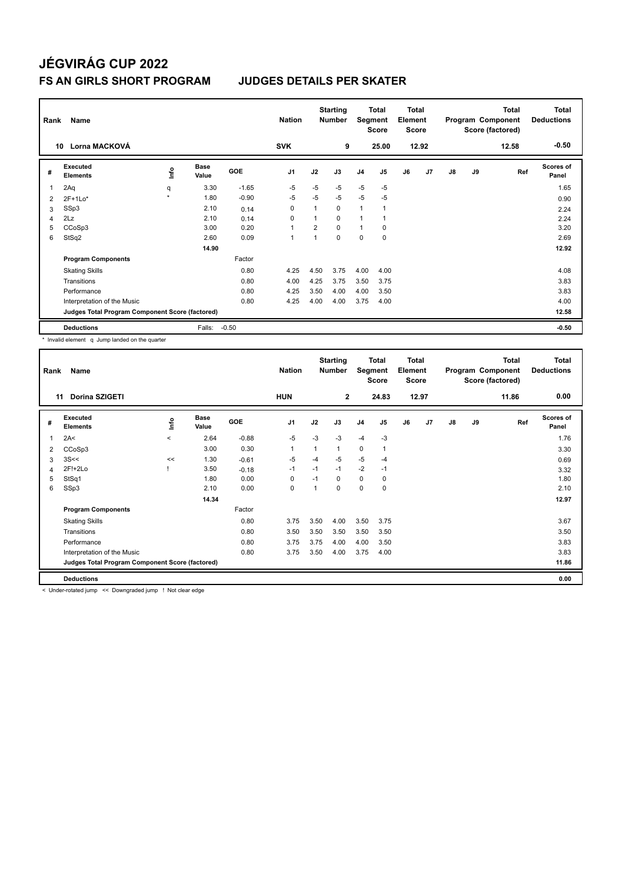# JÉGVIRÁG CUP 2022

## FS AN GIRLS SHORT PROGRAM JUDGES DETAILS PER SKATER

| Rank | Name | Nation | Starting Number | Total Segment Score | Total Element Score | Total Program Component Score (factored) | Total Deductions |
|---|---|---|---|---|---|---|---|
| 10 | Lorna MACKOVÁ | SVK | 9 | 25.00 | 12.92 | 12.58 | -0.50 |

| # | Executed Elements | Info | Base Value | GOE | J1 | J2 | J3 | J4 | J5 | J6 | J7 | J8 | J9 | Ref | Scores of Panel |
|---|---|---|---|---|---|---|---|---|---|---|---|---|---|---|---|
| 1 | 2Aq | q | 3.30 | -1.65 | -5 | -5 | -5 | -5 | -5 | | | | | | 1.65 |
| 2 | 2F+1Lo* | * | 1.80 | -0.90 | -5 | -5 | -5 | -5 | -5 | | | | | | 0.90 |
| 3 | SSp3 | | 2.10 | 0.14 | 0 | 1 | 0 | 1 | 1 | | | | | | 2.24 |
| 4 | 2Lz | | 2.10 | 0.14 | 0 | 1 | 0 | 1 | 1 | | | | | | 2.24 |
| 5 | CCoSp3 | | 3.00 | 0.20 | 1 | 2 | 0 | 1 | 0 | | | | | | 3.20 |
| 6 | StSq2 | | 2.60 | 0.09 | 1 | 1 | 0 | 0 | 0 | | | | | | 2.69 |
| | | | 14.90 | | | | | | | | | | | | 12.92 |
| | **Program Components** | | | Factor | | | | | | | | | | | |
| | Skating Skills | | | 0.80 | 4.25 | 4.50 | 3.75 | 4.00 | 4.00 | | | | | | 4.08 |
| | Transitions | | | 0.80 | 4.00 | 4.25 | 3.75 | 3.50 | 3.75 | | | | | | 3.83 |
| | Performance | | | 0.80 | 4.25 | 3.50 | 4.00 | 4.00 | 3.50 | | | | | | 3.83 |
| | Interpretation of the Music | | | 0.80 | 4.25 | 4.00 | 4.00 | 3.75 | 4.00 | | | | | | 4.00 |
| | **Judges Total Program Component Score (factored)** | | | | | | | | | | | | | | 12.58 |
| | **Deductions** | | Falls: | -0.50 | | | | | | | | | | | -0.50 |

\* Invalid element q Jump landed on the quarter

| Rank | Name | Nation | Starting Number | Total Segment Score | Total Element Score | Total Program Component Score (factored) | Total Deductions |
|---|---|---|---|---|---|---|---|
| 11 | Dorina SZIGETI | HUN | 2 | 24.83 | 12.97 | 11.86 | 0.00 |

| # | Executed Elements | Info | Base Value | GOE | J1 | J2 | J3 | J4 | J5 | J6 | J7 | J8 | J9 | Ref | Scores of Panel |
|---|---|---|---|---|---|---|---|---|---|---|---|---|---|---|---|
| 1 | 2A< | < | 2.64 | -0.88 | -5 | -3 | -3 | -4 | -3 | | | | | | 1.76 |
| 2 | CCoSp3 | | 3.00 | 0.30 | 1 | 1 | 1 | 0 | 1 | | | | | | 3.30 |
| 3 | 3S<< | << | 1.30 | -0.61 | -5 | -4 | -5 | -5 | -4 | | | | | | 0.69 |
| 4 | 2F!+2Lo | ! | 3.50 | -0.18 | -1 | -1 | -1 | -2 | -1 | | | | | | 3.32 |
| 5 | StSq1 | | 1.80 | 0.00 | 0 | -1 | 0 | 0 | 0 | | | | | | 1.80 |
| 6 | SSp3 | | 2.10 | 0.00 | 0 | 1 | 0 | 0 | 0 | | | | | | 2.10 |
| | | | 14.34 | | | | | | | | | | | | 12.97 |
| | **Program Components** | | | Factor | | | | | | | | | | | |
| | Skating Skills | | | 0.80 | 3.75 | 3.50 | 4.00 | 3.50 | 3.75 | | | | | | 3.67 |
| | Transitions | | | 0.80 | 3.50 | 3.50 | 3.50 | 3.50 | 3.50 | | | | | | 3.50 |
| | Performance | | | 0.80 | 3.75 | 3.75 | 4.00 | 4.00 | 3.50 | | | | | | 3.83 |
| | Interpretation of the Music | | | 0.80 | 3.75 | 3.50 | 4.00 | 3.75 | 4.00 | | | | | | 3.83 |
| | **Judges Total Program Component Score (factored)** | | | | | | | | | | | | | | 11.86 |
| | **Deductions** | | | | | | | | | | | | | | 0.00 |

< Under-rotated jump << Downgraded jump ! Not clear edge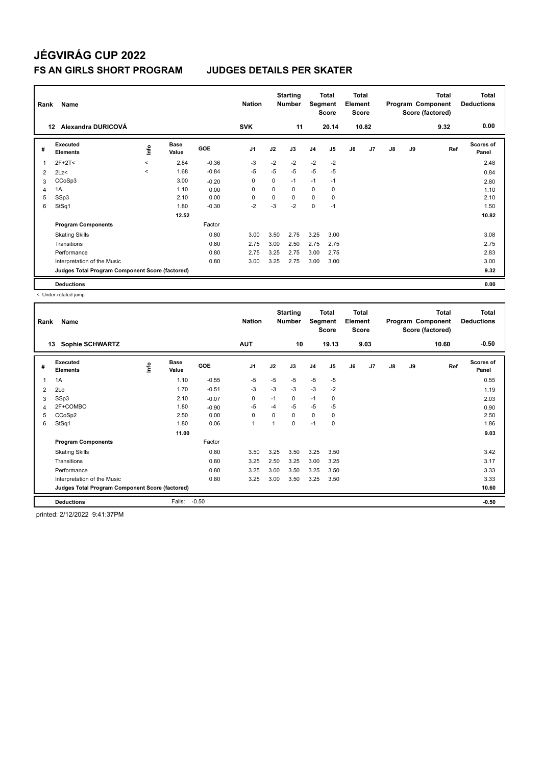# JÉGVIRÁG CUP 2022

## FS AN GIRLS SHORT PROGRAM　　JUDGES DETAILS PER SKATER

| Rank | Name | Nation | Starting Number | Total Segment Score | Total Element Score | Total Program Component Score (factored) | Total Deductions |
|---|---|---|---|---|---|---|---|
| 12 | Alexandra DURICOVÁ | SVK | 11 | 20.14 | 10.82 | 9.32 | 0.00 |

| # | Executed Elements | Info | Base Value | GOE | J1 | J2 | J3 | J4 | J5 | J6 | J7 | J8 | J9 | Ref | Scores of Panel |
|---|---|---|---|---|---|---|---|---|---|---|---|---|---|---|---|
| 1 | 2F+2T< | < | 2.84 | -0.36 | -3 | -2 | -2 | -2 | -2 | | | | | | 2.48 |
| 2 | 2Lz< | < | 1.68 | -0.84 | -5 | -5 | -5 | -5 | -5 | | | | | | 0.84 |
| 3 | CCoSp3 | | 3.00 | -0.20 | 0 | 0 | -1 | -1 | -1 | | | | | | 2.80 |
| 4 | 1A | | 1.10 | 0.00 | 0 | 0 | 0 | 0 | 0 | | | | | | 1.10 |
| 5 | SSp3 | | 2.10 | 0.00 | 0 | 0 | 0 | 0 | 0 | | | | | | 2.10 |
| 6 | StSq1 | | 1.80 | -0.30 | -2 | -3 | -2 | 0 | -1 | | | | | | 1.50 |
| | | | 12.52 | | | | | | | | | | | | 10.82 |
| | **Program Components** | | | Factor | | | | | | | | | | | |
| | Skating Skills | | | 0.80 | 3.00 | 3.50 | 2.75 | 3.25 | 3.00 | | | | | | 3.08 |
| | Transitions | | | 0.80 | 2.75 | 3.00 | 2.50 | 2.75 | 2.75 | | | | | | 2.75 |
| | Performance | | | 0.80 | 2.75 | 3.25 | 2.75 | 3.00 | 2.75 | | | | | | 2.83 |
| | Interpretation of the Music | | | 0.80 | 3.00 | 3.25 | 2.75 | 3.00 | 3.00 | | | | | | 3.00 |
| | **Judges Total Program Component Score (factored)** | | | | | | | | | | | | | | 9.32 |
| | **Deductions** | | | | | | | | | | | | | | 0.00 |

< Under-rotated jump

| Rank | Name | Nation | Starting Number | Total Segment Score | Total Element Score | Total Program Component Score (factored) | Total Deductions |
|---|---|---|---|---|---|---|---|
| 13 | Sophie SCHWARTZ | AUT | 10 | 19.13 | 9.03 | 10.60 | -0.50 |

| # | Executed Elements | Info | Base Value | GOE | J1 | J2 | J3 | J4 | J5 | J6 | J7 | J8 | J9 | Ref | Scores of Panel |
|---|---|---|---|---|---|---|---|---|---|---|---|---|---|---|---|
| 1 | 1A | | 1.10 | -0.55 | -5 | -5 | -5 | -5 | -5 | | | | | | 0.55 |
| 2 | 2Lo | | 1.70 | -0.51 | -3 | -3 | -3 | -3 | -2 | | | | | | 1.19 |
| 3 | SSp3 | | 2.10 | -0.07 | 0 | -1 | 0 | -1 | 0 | | | | | | 2.03 |
| 4 | 2F+COMBO | | 1.80 | -0.90 | -5 | -4 | -5 | -5 | -5 | | | | | | 0.90 |
| 5 | CCoSp2 | | 2.50 | 0.00 | 0 | 0 | 0 | 0 | 0 | | | | | | 2.50 |
| 6 | StSq1 | | 1.80 | 0.06 | 1 | 1 | 0 | -1 | 0 | | | | | | 1.86 |
| | | | 11.00 | | | | | | | | | | | | 9.03 |
| | **Program Components** | | | Factor | | | | | | | | | | | |
| | Skating Skills | | | 0.80 | 3.50 | 3.25 | 3.50 | 3.25 | 3.50 | | | | | | 3.42 |
| | Transitions | | | 0.80 | 3.25 | 2.50 | 3.25 | 3.00 | 3.25 | | | | | | 3.17 |
| | Performance | | | 0.80 | 3.25 | 3.00 | 3.50 | 3.25 | 3.50 | | | | | | 3.33 |
| | Interpretation of the Music | | | 0.80 | 3.25 | 3.00 | 3.50 | 3.25 | 3.50 | | | | | | 3.33 |
| | **Judges Total Program Component Score (factored)** | | | | | | | | | | | | | | 10.60 |
| | **Deductions** | | Falls: | -0.50 | | | | | | | | | | | -0.50 |

printed: 2/12/2022 9:41:37PM